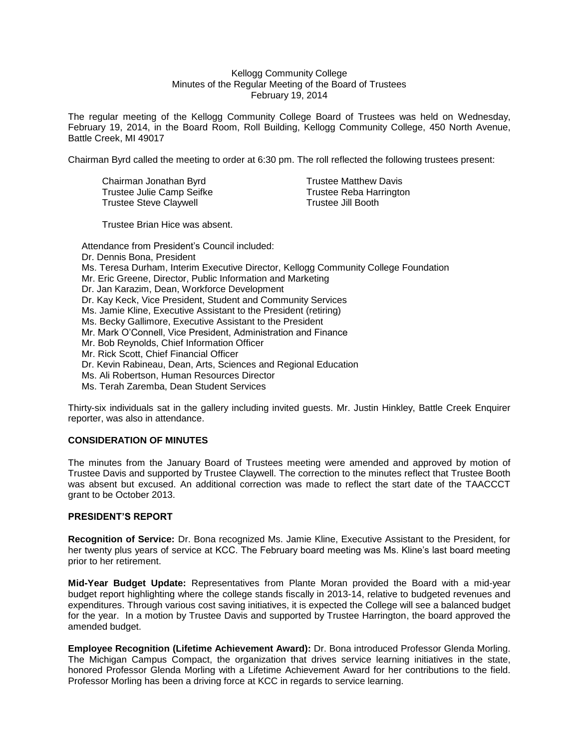Kellogg Community College
Minutes of the Regular Meeting of the Board of Trustees
February 19, 2014

The regular meeting of the Kellogg Community College Board of Trustees was held on Wednesday, February 19, 2014, in the Board Room, Roll Building, Kellogg Community College, 450 North Avenue, Battle Creek, MI 49017

Chairman Byrd called the meeting to order at 6:30 pm. The roll reflected the following trustees present:

Chairman Jonathan Byrd
Trustee Julie Camp Seifke
Trustee Steve Claywell
Trustee Matthew Davis
Trustee Reba Harrington
Trustee Jill Booth

Trustee Brian Hice was absent.

Attendance from President's Council included:
Dr. Dennis Bona, President
Ms. Teresa Durham, Interim Executive Director, Kellogg Community College Foundation
Mr. Eric Greene, Director, Public Information and Marketing
Dr. Jan Karazim, Dean, Workforce Development
Dr. Kay Keck, Vice President, Student and Community Services
Ms. Jamie Kline, Executive Assistant to the President (retiring)
Ms. Becky Gallimore, Executive Assistant to the President
Mr. Mark O'Connell, Vice President, Administration and Finance
Mr. Bob Reynolds, Chief Information Officer
Mr. Rick Scott, Chief Financial Officer
Dr. Kevin Rabineau, Dean, Arts, Sciences and Regional Education
Ms. Ali Robertson, Human Resources Director
Ms. Terah Zaremba, Dean Student Services

Thirty-six individuals sat in the gallery including invited guests. Mr. Justin Hinkley, Battle Creek Enquirer reporter, was also in attendance.

**CONSIDERATION OF MINUTES**

The minutes from the January Board of Trustees meeting were amended and approved by motion of Trustee Davis and supported by Trustee Claywell. The correction to the minutes reflect that Trustee Booth was absent but excused. An additional correction was made to reflect the start date of the TAACCCT grant to be October 2013.

**PRESIDENT'S REPORT**

**Recognition of Service:** Dr. Bona recognized Ms. Jamie Kline, Executive Assistant to the President, for her twenty plus years of service at KCC. The February board meeting was Ms. Kline's last board meeting prior to her retirement.

**Mid-Year Budget Update:** Representatives from Plante Moran provided the Board with a mid-year budget report highlighting where the college stands fiscally in 2013-14, relative to budgeted revenues and expenditures. Through various cost saving initiatives, it is expected the College will see a balanced budget for the year. In a motion by Trustee Davis and supported by Trustee Harrington, the board approved the amended budget.

**Employee Recognition (Lifetime Achievement Award):** Dr. Bona introduced Professor Glenda Morling. The Michigan Campus Compact, the organization that drives service learning initiatives in the state, honored Professor Glenda Morling with a Lifetime Achievement Award for her contributions to the field. Professor Morling has been a driving force at KCC in regards to service learning.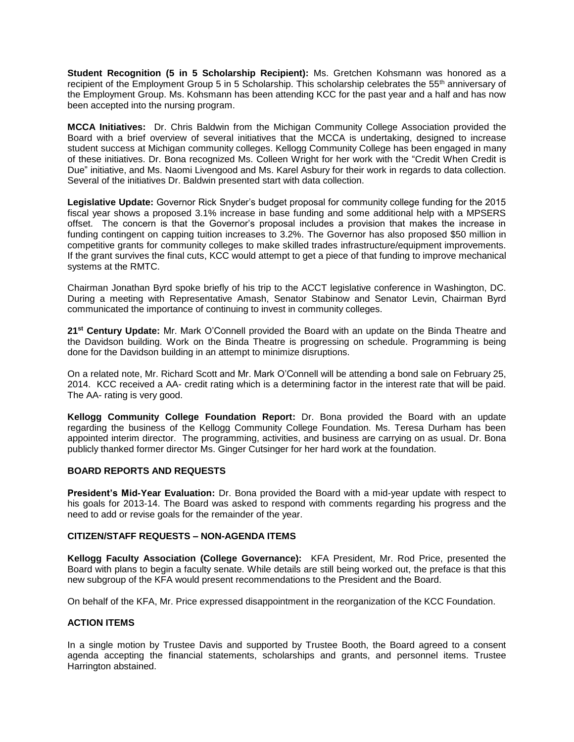**Student Recognition (5 in 5 Scholarship Recipient):** Ms. Gretchen Kohsmann was honored as a recipient of the Employment Group 5 in 5 Scholarship. This scholarship celebrates the 55th anniversary of the Employment Group. Ms. Kohsmann has been attending KCC for the past year and a half and has now been accepted into the nursing program.

**MCCA Initiatives:** Dr. Chris Baldwin from the Michigan Community College Association provided the Board with a brief overview of several initiatives that the MCCA is undertaking, designed to increase student success at Michigan community colleges. Kellogg Community College has been engaged in many of these initiatives. Dr. Bona recognized Ms. Colleen Wright for her work with the "Credit When Credit is Due" initiative, and Ms. Naomi Livengood and Ms. Karel Asbury for their work in regards to data collection. Several of the initiatives Dr. Baldwin presented start with data collection.

**Legislative Update:** Governor Rick Snyder's budget proposal for community college funding for the 2015 fiscal year shows a proposed 3.1% increase in base funding and some additional help with a MPSERS offset. The concern is that the Governor's proposal includes a provision that makes the increase in funding contingent on capping tuition increases to 3.2%. The Governor has also proposed $50 million in competitive grants for community colleges to make skilled trades infrastructure/equipment improvements. If the grant survives the final cuts, KCC would attempt to get a piece of that funding to improve mechanical systems at the RMTC.

Chairman Jonathan Byrd spoke briefly of his trip to the ACCT legislative conference in Washington, DC. During a meeting with Representative Amash, Senator Stabinow and Senator Levin, Chairman Byrd communicated the importance of continuing to invest in community colleges.

**21st Century Update:** Mr. Mark O'Connell provided the Board with an update on the Binda Theatre and the Davidson building. Work on the Binda Theatre is progressing on schedule. Programming is being done for the Davidson building in an attempt to minimize disruptions.

On a related note, Mr. Richard Scott and Mr. Mark O'Connell will be attending a bond sale on February 25, 2014. KCC received a AA- credit rating which is a determining factor in the interest rate that will be paid. The AA- rating is very good.

**Kellogg Community College Foundation Report:** Dr. Bona provided the Board with an update regarding the business of the Kellogg Community College Foundation. Ms. Teresa Durham has been appointed interim director. The programming, activities, and business are carrying on as usual. Dr. Bona publicly thanked former director Ms. Ginger Cutsinger for her hard work at the foundation.

### BOARD REPORTS AND REQUESTS

**President's Mid-Year Evaluation:** Dr. Bona provided the Board with a mid-year update with respect to his goals for 2013-14. The Board was asked to respond with comments regarding his progress and the need to add or revise goals for the remainder of the year.

### CITIZEN/STAFF REQUESTS – NON-AGENDA ITEMS

**Kellogg Faculty Association (College Governance):** KFA President, Mr. Rod Price, presented the Board with plans to begin a faculty senate. While details are still being worked out, the preface is that this new subgroup of the KFA would present recommendations to the President and the Board.

On behalf of the KFA, Mr. Price expressed disappointment in the reorganization of the KCC Foundation.

### ACTION ITEMS

In a single motion by Trustee Davis and supported by Trustee Booth, the Board agreed to a consent agenda accepting the financial statements, scholarships and grants, and personnel items. Trustee Harrington abstained.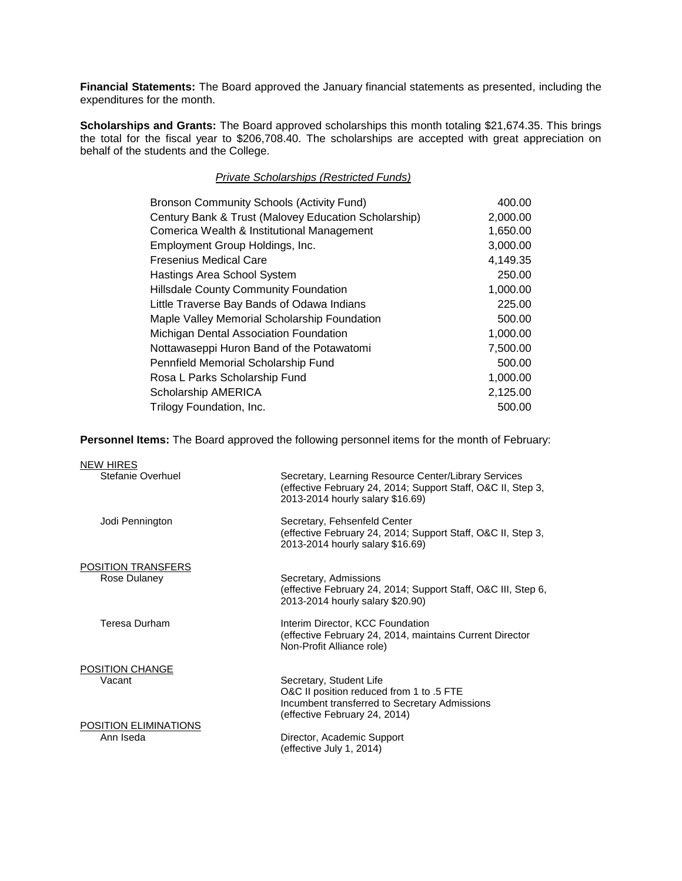**Financial Statements:** The Board approved the January financial statements as presented, including the expenditures for the month.

**Scholarships and Grants:** The Board approved scholarships this month totaling $21,674.35. This brings the total for the fiscal year to $206,708.40. The scholarships are accepted with great appreciation on behalf of the students and the College.

*Private Scholarships (Restricted Funds)*

| | |
|---|---:|
| Bronson Community Schools (Activity Fund) | 400.00 |
| Century Bank & Trust (Malovey Education Scholarship) | 2,000.00 |
| Comerica Wealth & Institutional Management | 1,650.00 |
| Employment Group Holdings, Inc. | 3,000.00 |
| Fresenius Medical Care | 4,149.35 |
| Hastings Area School System | 250.00 |
| Hillsdale County Community Foundation | 1,000.00 |
| Little Traverse Bay Bands of Odawa Indians | 225.00 |
| Maple Valley Memorial Scholarship Foundation | 500.00 |
| Michigan Dental Association Foundation | 1,000.00 |
| Nottawaseppi Huron Band of the Potawatomi | 7,500.00 |
| Pennfield Memorial Scholarship Fund | 500.00 |
| Rosa L Parks Scholarship Fund | 1,000.00 |
| Scholarship AMERICA | 2,125.00 |
| Trilogy Foundation, Inc. | 500.00 |

**Personnel Items:** The Board approved the following personnel items for the month of February:

NEW HIRES

| | |
|---|---|
| Stefanie Overhuel | Secretary, Learning Resource Center/Library Services (effective February 24, 2014; Support Staff, O&C II, Step 3, 2013-2014 hourly salary $16.69) |
| Jodi Pennington | Secretary, Fehsenfeld Center (effective February 24, 2014; Support Staff, O&C II, Step 3, 2013-2014 hourly salary $16.69) |

POSITION TRANSFERS

| | |
|---|---|
| Rose Dulaney | Secretary, Admissions (effective February 24, 2014; Support Staff, O&C III, Step 6, 2013-2014 hourly salary $20.90) |
| Teresa Durham | Interim Director, KCC Foundation (effective February 24, 2014, maintains Current Director Non-Profit Alliance role) |

POSITION CHANGE

| | |
|---|---|
| Vacant | Secretary, Student Life<br>O&C II position reduced from 1 to .5 FTE<br>Incumbent transferred to Secretary Admissions<br>(effective February 24, 2014) |

POSITION ELIMINATIONS

| | |
|---|---|
| Ann Iseda | Director, Academic Support (effective July 1, 2014) |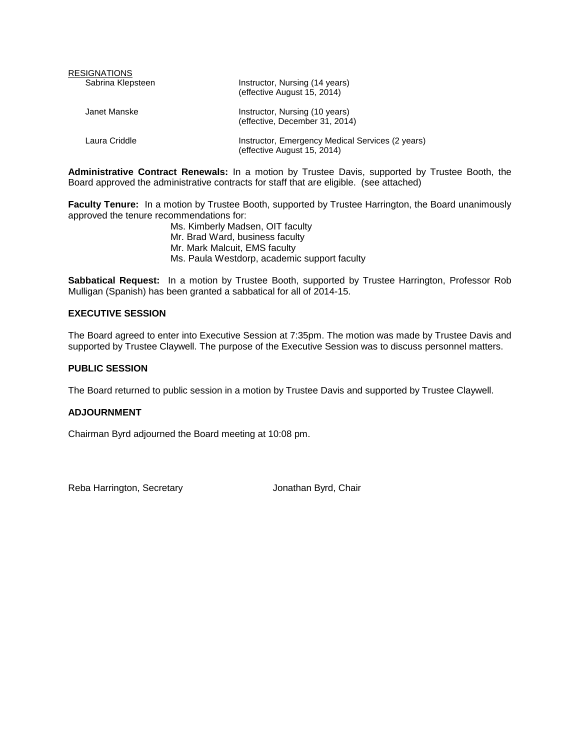<u>RESIGNATIONS</u>

| | |
|---|---|
| Sabrina Klepsteen | Instructor, Nursing (14 years) (effective August 15, 2014) |
| Janet Manske | Instructor, Nursing (10 years) (effective, December 31, 2014) |
| Laura Criddle | Instructor, Emergency Medical Services (2 years) (effective August 15, 2014) |

**Administrative Contract Renewals:** In a motion by Trustee Davis, supported by Trustee Booth, the Board approved the administrative contracts for staff that are eligible. (see attached)

**Faculty Tenure:** In a motion by Trustee Booth, supported by Trustee Harrington, the Board unanimously approved the tenure recommendations for:

Ms. Kimberly Madsen, OIT faculty
Mr. Brad Ward, business faculty
Mr. Mark Malcuit, EMS faculty
Ms. Paula Westdorp, academic support faculty

**Sabbatical Request:** In a motion by Trustee Booth, supported by Trustee Harrington, Professor Rob Mulligan (Spanish) has been granted a sabbatical for all of 2014-15.

## EXECUTIVE SESSION

The Board agreed to enter into Executive Session at 7:35pm. The motion was made by Trustee Davis and supported by Trustee Claywell. The purpose of the Executive Session was to discuss personnel matters.

## PUBLIC SESSION

The Board returned to public session in a motion by Trustee Davis and supported by Trustee Claywell.

## ADJOURNMENT

Chairman Byrd adjourned the Board meeting at 10:08 pm.

Reba Harrington, Secretary

Jonathan Byrd, Chair